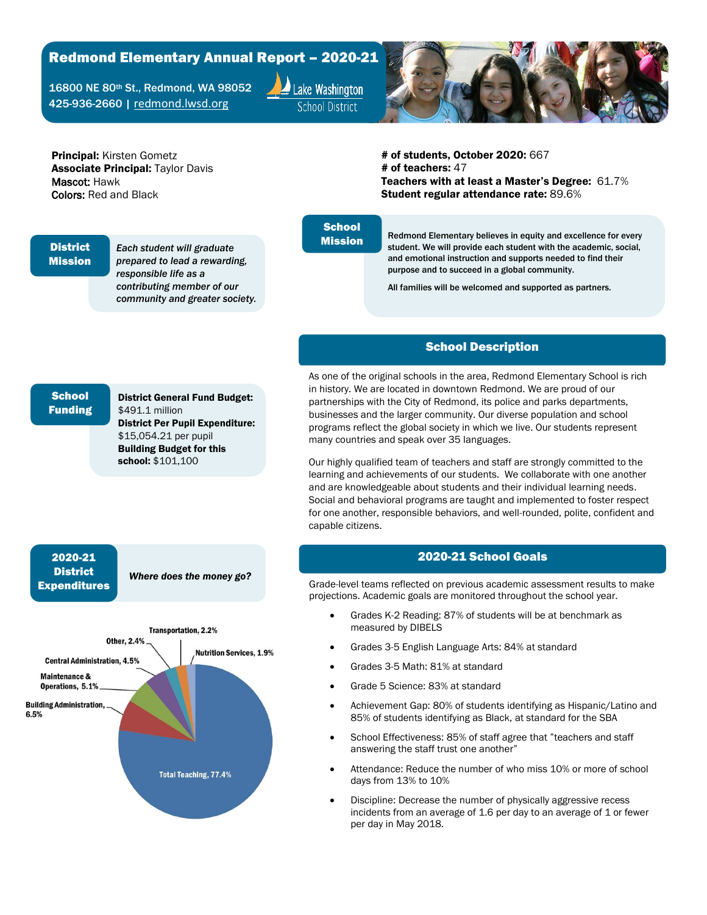# Redmond Elementary Annual Report – 2020-21

16800 NE 80th St., Redmond, WA 98052
425-936-2660 | redmond.lwsd.org

Lake Washington School District

**Principal:** Kirsten Gometz
**Associate Principal:** Taylor Davis
**Mascot:** Hawk
**Colors:** Red and Black

**# of students, October 2020:** 667
**# of teachers:** 47
**Teachers with at least a Master's Degree:** 61.7%
**Student regular attendance rate:** 89.6%

## District Mission

*Each student will graduate prepared to lead a rewarding, responsible life as a contributing member of our community and greater society.*

## School Mission

Redmond Elementary believes in equity and excellence for every student. We will provide each student with the academic, social, and emotional instruction and supports needed to find their purpose and to succeed in a global community.

All families will be welcomed and supported as partners.

## School Funding

**District General Fund Budget:** $491.1 million
**District Per Pupil Expenditure:** $15,054.21 per pupil
**Building Budget for this school:** $101,100

## School Description

As one of the original schools in the area, Redmond Elementary School is rich in history. We are located in downtown Redmond. We are proud of our partnerships with the City of Redmond, its police and parks departments, businesses and the larger community. Our diverse population and school programs reflect the global society in which we live. Our students represent many countries and speak over 35 languages.

Our highly qualified team of teachers and staff are strongly committed to the learning and achievements of our students. We collaborate with one another and are knowledgeable about students and their individual learning needs. Social and behavioral programs are taught and implemented to foster respect for one another, responsible behaviors, and well-rounded, polite, confident and capable citizens.

## 2020-21 District Expenditures

*Where does the money go?*

- Total Teaching, 77.4%
- Building Administration, 6.5%
- Maintenance & Operations, 5.1%
- Central Administration, 4.5%
- Other, 2.4%
- Transportation, 2.2%
- Nutrition Services, 1.9%

## 2020-21 School Goals

Grade-level teams reflected on previous academic assessment results to make projections. Academic goals are monitored throughout the school year.

- Grades K-2 Reading: 87% of students will be at benchmark as measured by DIBELS
- Grades 3-5 English Language Arts: 84% at standard
- Grades 3-5 Math: 81% at standard
- Grade 5 Science: 83% at standard
- Achievement Gap: 80% of students identifying as Hispanic/Latino and 85% of students identifying as Black, at standard for the SBA
- School Effectiveness: 85% of staff agree that "teachers and staff answering the staff trust one another"
- Attendance: Reduce the number of who miss 10% or more of school days from 13% to 10%
- Discipline: Decrease the number of physically aggressive recess incidents from an average of 1.6 per day to an average of 1 or fewer per day in May 2018.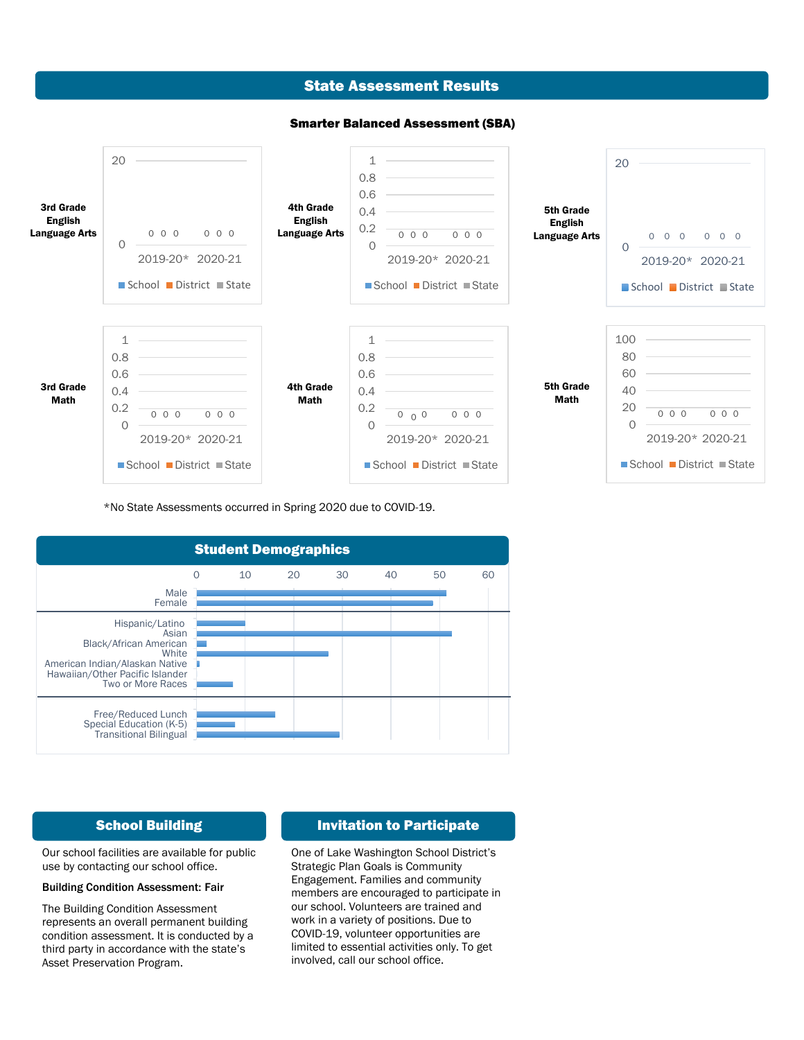## State Assessment Results

### Smarter Balanced Assessment (SBA)

**3rd Grade English Language Arts**

20
0
0 0 0
0 0 0
2019-20* 2020-21
School District State

**4th Grade English Language Arts**

1
0.8
0.6
0.4
0.2
0
0 0 0
0 0 0
2019-20* 2020-21
School District State

**5th Grade English Language Arts**

20
0
0 0 0
0 0 0
2019-20* 2020-21
School District State

**3rd Grade Math**

1
0.8
0.6
0.4
0.2
0
0 0 0
0 0 0
2019-20* 2020-21
School District State

**4th Grade Math**

1
0.8
0.6
0.4
0.2
0
0 0 0
0 0 0
2019-20* 2020-21
School District State

**5th Grade Math**

100
80
60
40
20
0
0 0 0
0 0 0
2019-20* 2020-21
School District State

*No State Assessments occurred in Spring 2020 due to COVID-19.

## Student Demographics

0 10 20 30 40 50 60

Male
Female

Hispanic/Latino
Asian
Black/African American
White
American Indian/Alaskan Native
Hawaiian/Other Pacific Islander
Two or More Races

Free/Reduced Lunch
Special Education (K-5)
Transitional Bilingual

## School Building

Our school facilities are available for public use by contacting our school office.

**Building Condition Assessment: Fair**

The Building Condition Assessment represents an overall permanent building condition assessment. It is conducted by a third party in accordance with the state's Asset Preservation Program.

## Invitation to Participate

One of Lake Washington School District's Strategic Plan Goals is Community Engagement. Families and community members are encouraged to participate in our school. Volunteers are trained and work in a variety of positions. Due to COVID-19, volunteer opportunities are limited to essential activities only. To get involved, call our school office.